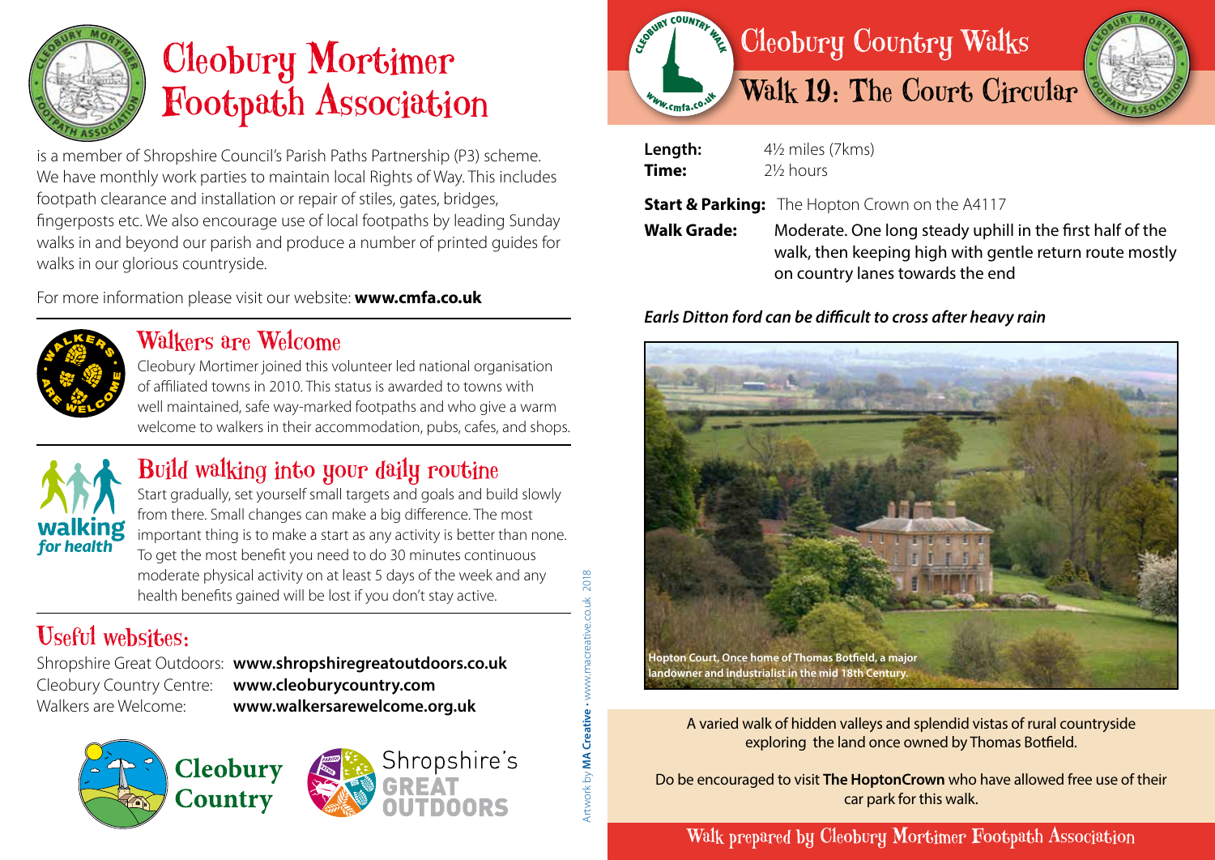# Cleobury Mortimer Footpath Association

is a member of Shropshire Council's Parish Paths Partnership (P3) scheme. We have monthly work parties to maintain local Rights of Way. This includes footpath clearance and installation or repair of stiles, gates, bridges, fingerposts etc. We also encourage use of local footpaths by leading Sunday walks in and beyond our parish and produce a number of printed guides for walks in our glorious countryside.

For more information please visit our website: **www.cmfa.co.uk**

## Walkers are Welcome

Cleobury Mortimer joined this volunteer led national organisation of affiliated towns in 2010. This status is awarded to towns with well maintained, safe way-marked footpaths and who give a warm welcome to walkers in their accommodation, pubs, cafes, and shops.

## Build walking into your daily routine

Start gradually, set yourself small targets and goals and build slowly from there. Small changes can make a big difference. The most important thing is to make a start as any activity is better than none. To get the most benefit you need to do 30 minutes continuous moderate physical activity on at least 5 days of the week and any health benefits gained will be lost if you don't stay active.

## Useful websites:

Shropshire Great Outdoors: **www.shropshiregreatoutdoors.co.uk**
Cleobury Country Centre: **www.cleoburycountry.com**
Walkers are Welcome: **www.walkersarewelcome.org.uk**

Cleobury Country

Shropshire's GREAT OUTDOORS

Artwork by **MA Creative** • www.macreative.co.uk 2018

# Cleobury Country Walks

## Walk 19: The Court Circular

**Length:** 4½ miles (7kms)
**Time:** 2½ hours

**Start & Parking:** The Hopton Crown on the A4117

**Walk Grade:** Moderate. One long steady uphill in the first half of the walk, then keeping high with gentle return route mostly on country lanes towards the end

***Earls Ditton ford can be difficult to cross after heavy rain***

**Hopton Court, Once home of Thomas Botfield, a major landowner and industrialist in the mid 18th Century.**

A varied walk of hidden valleys and splendid vistas of rural countryside exploring the land once owned by Thomas Botfield.

Do be encouraged to visit **The HoptonCrown** who have allowed free use of their car park for this walk.

Walk prepared by Cleobury Mortimer Footpath Association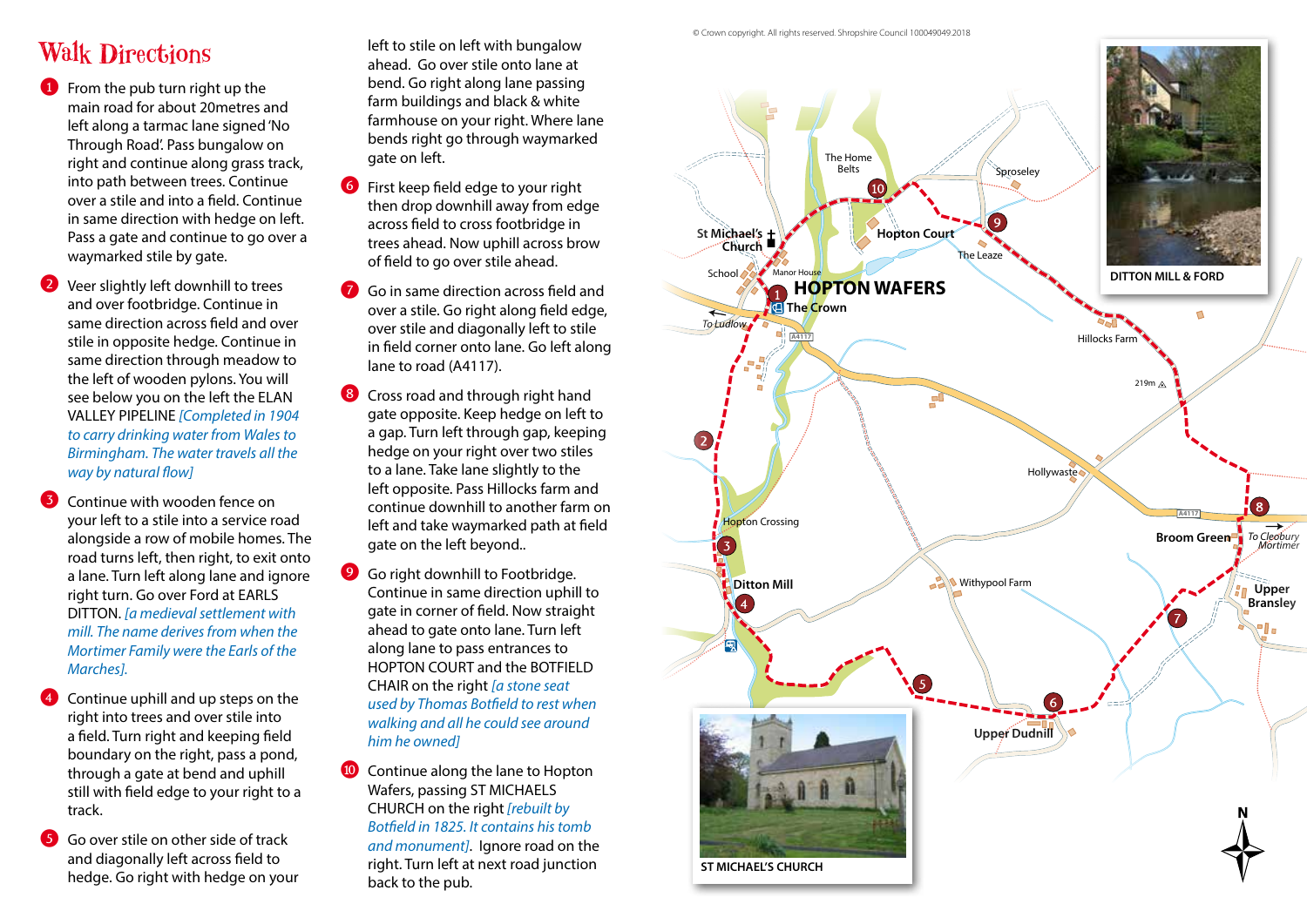# Walk Directions

1. From the pub turn right up the main road for about 20metres and left along a tarmac lane signed 'No Through Road'. Pass bungalow on right and continue along grass track, into path between trees. Continue over a stile and into a field. Continue in same direction with hedge on left. Pass a gate and continue to go over a waymarked stile by gate.

2. Veer slightly left downhill to trees and over footbridge. Continue in same direction across field and over stile in opposite hedge. Continue in same direction through meadow to the left of wooden pylons. You will see below you on the left the ELAN VALLEY PIPELINE *[Completed in 1904 to carry drinking water from Wales to Birmingham. The water travels all the way by natural flow]*

3. Continue with wooden fence on your left to a stile into a service road alongside a row of mobile homes. The road turns left, then right, to exit onto a lane. Turn left along lane and ignore right turn. Go over Ford at EARLS DITTON. *[a medieval settlement with mill. The name derives from when the Mortimer Family were the Earls of the Marches].*

4. Continue uphill and up steps on the right into trees and over stile into a field. Turn right and keeping field boundary on the right, pass a pond, through a gate at bend and uphill still with field edge to your right to a track.

5. Go over stile on other side of track and diagonally left across field to hedge. Go right with hedge on your left to stile on left with bungalow ahead. Go over stile onto lane at bend. Go right along lane passing farm buildings and black & white farmhouse on your right. Where lane bends right go through waymarked gate on left.

6. First keep field edge to your right then drop downhill away from edge across field to cross footbridge in trees ahead. Now uphill across brow of field to go over stile ahead.

7. Go in same direction across field and over a stile. Go right along field edge, over stile and diagonally left to stile in field corner onto lane. Go left along lane to road (A4117).

8. Cross road and through right hand gate opposite. Keep hedge on left to a gap. Turn left through gap, keeping hedge on your right over two stiles to a lane. Take lane slightly to the left opposite. Pass Hillocks farm and continue downhill to another farm on left and take waymarked path at field gate on the left beyond..

9. Go right downhill to Footbridge. Continue in same direction uphill to gate in corner of field. Now straight ahead to gate onto lane. Turn left along lane to pass entrances to HOPTON COURT and the BOTFIELD CHAIR on the right *[a stone seat used by Thomas Botfield to rest when walking and all he could see around him he owned]*

10. Continue along the lane to Hopton Wafers, passing ST MICHAELS CHURCH on the right *[rebuilt by Botfield in 1825. It contains his tomb and monument]*. Ignore road on the right. Turn left at next road junction back to the pub.

© Crown copyright. All rights reserved. Shropshire Council 100049049 2018

HOPTON WAFERS
The Crown
St Michael's Church
School
Manor House
The Home Belts
Hopton Court
Sproseley
The Leaze
Hillocks Farm
219m
Hollywaste
A4117
Broom Green
To Cleobury Mortimer
To Ludlow
Hopton Crossing
Ditton Mill
Withypool Farm
Upper Bransley
Upper Dudnill
N

DITTON MILL & FORD

ST MICHAEL'S CHURCH